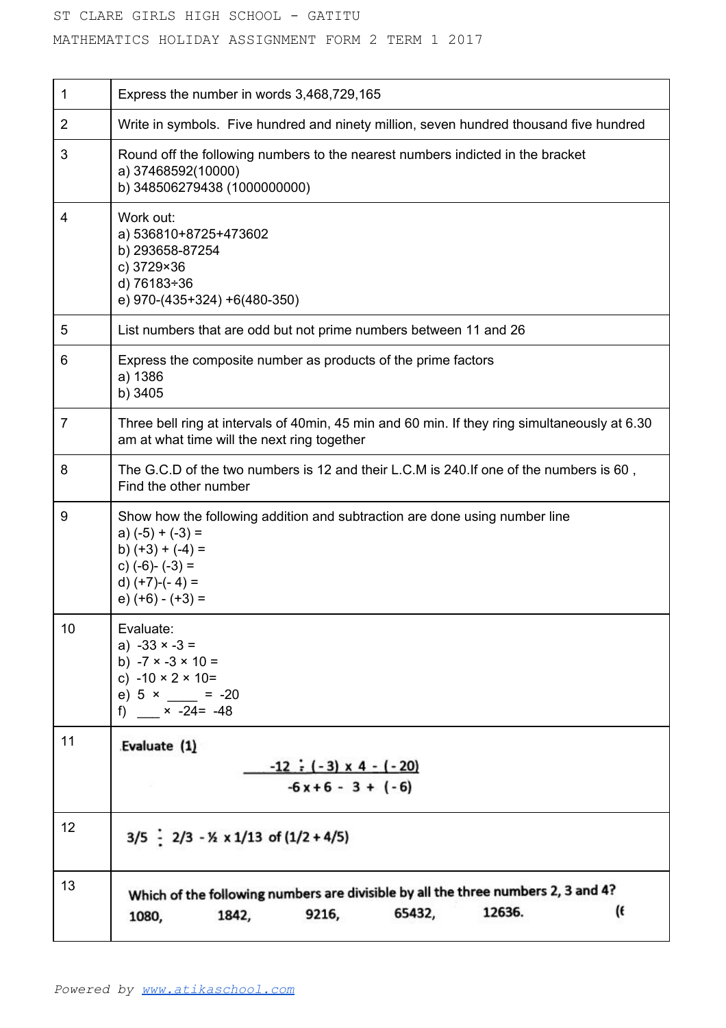ST CLARE GIRLS HIGH SCHOOL - GATITU

MATHEMATICS HOLIDAY ASSIGNMENT FORM 2 TERM 1 2017

| | |
|---|---|
| 1 | Express the number in words 3,468,729,165 |
| 2 | Write in symbols. Five hundred and ninety million, seven hundred thousand five hundred |
| 3 | Round off the following numbers to the nearest numbers indicted in the bracket<br>a) 37468592(10000)<br>b) 348506279438 (1000000000) |
| 4 | Work out:<br>a) 536810+8725+473602<br>b) 293658-87254<br>c) 3729×36<br>d) 76183÷36<br>e) 970-(435+324) +6(480-350) |
| 5 | List numbers that are odd but not prime numbers between 11 and 26 |
| 6 | Express the composite number as products of the prime factors<br>a) 1386<br>b) 3405 |
| 7 | Three bell ring at intervals of 40min, 45 min and 60 min. If they ring simultaneously at 6.30 am at what time will the next ring together |
| 8 | The G.C.D of the two numbers is 12 and their L.C.M is 240.If one of the numbers is 60 , Find the other number |
| 9 | Show how the following addition and subtraction are done using number line<br>a) (-5) + (-3) =<br>b) (+3) + (-4) =<br>c) (-6)- (-3) =<br>d) (+7)-(- 4) =<br>e) (+6) - (+3) = |
| 10 | Evaluate:<br>a) -33 × -3 =<br>b) -7 × -3 × 10 =<br>c) -10 × 2 × 10=<br>e) 5 × ____ = -20<br>f) ___ × -24= -48 |
| 11 | Evaluate (1)<br>$\dfrac{-12 \div (-3) \times 4 - (-20)}{-6 \times +6 - 3 + (-6)}$ |
| 12 | $3/5 \div 2/3 - ½ \times 1/13$ of $(1/2 + 4/5)$ |
| 13 | Which of the following numbers are divisible by all the three numbers 2, 3 and 4?<br>1080, 1842, 9216, 65432, 12636. (6 |

*Powered by www.atikaschool.com*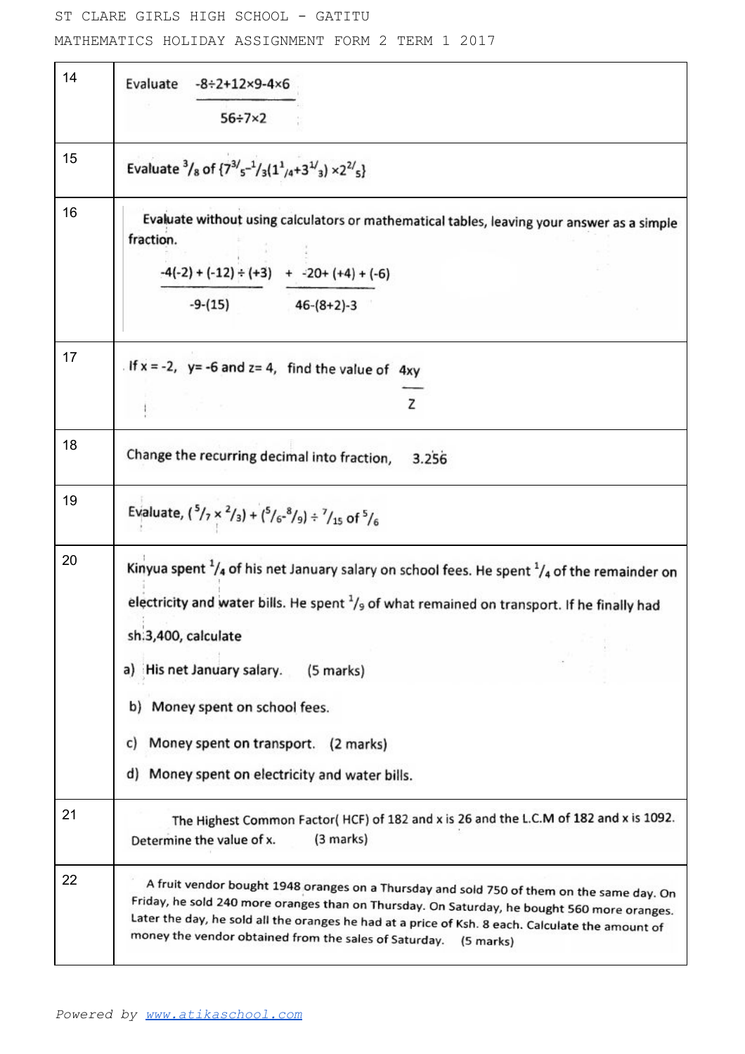ST CLARE GIRLS HIGH SCHOOL - GATITU

MATHEMATICS HOLIDAY ASSIGNMENT FORM 2 TERM 1 2017

| | |
|---|---|
| 14 | Evaluate $\dfrac{-8\div2+12\times9-4\times6}{56\div7\times2}$ |
| 15 | Evaluate $^3/_8$ of $\{7^{3}/_{5}-{}^1/_3(1^1/_4+3^1/_3)\times2^2/_5\}$ |
| 16 | Evaluate without using calculators or mathematical tables, leaving your answer as a simple fraction. $\dfrac{-4(-2)+(-12)\div(+3)}{-9-(15)} + \dfrac{-20+(+4)+(-6)}{46-(8+2)-3}$ |
| 17 | If x = -2, y= -6 and z= 4, find the value of $\dfrac{4xy}{z}$ |
| 18 | Change the recurring decimal into fraction, $3.2\dot{5}\dot{6}$ |
| 19 | Evaluate, $(^5/_7\times{}^2/_3)+(^5/_6-{}^8/_9)\div{}^7/_{15}$ of $^5/_6$ |
| 20 | Kinyua spent $^1/_4$ of his net January salary on school fees. He spent $^1/_4$ of the remainder on electricity and water bills. He spent $^1/_9$ of what remained on transport. If he finally had sh.3,400, calculate<br>a) His net January salary. (5 marks)<br>b) Money spent on school fees.<br>c) Money spent on transport. (2 marks)<br>d) Money spent on electricity and water bills. |
| 21 | The Highest Common Factor( HCF) of 182 and x is 26 and the L.C.M of 182 and x is 1092. Determine the value of x. (3 marks) |
| 22 | A fruit vendor bought 1948 oranges on a Thursday and sold 750 of them on the same day. On Friday, he sold 240 more oranges than on Thursday. On Saturday, he bought 560 more oranges. Later the day, he sold all the oranges he had at a price of Ksh. 8 each. Calculate the amount of money the vendor obtained from the sales of Saturday. (5 marks) |

*Powered by [www.atikaschool.com](www.atikaschool.com)*